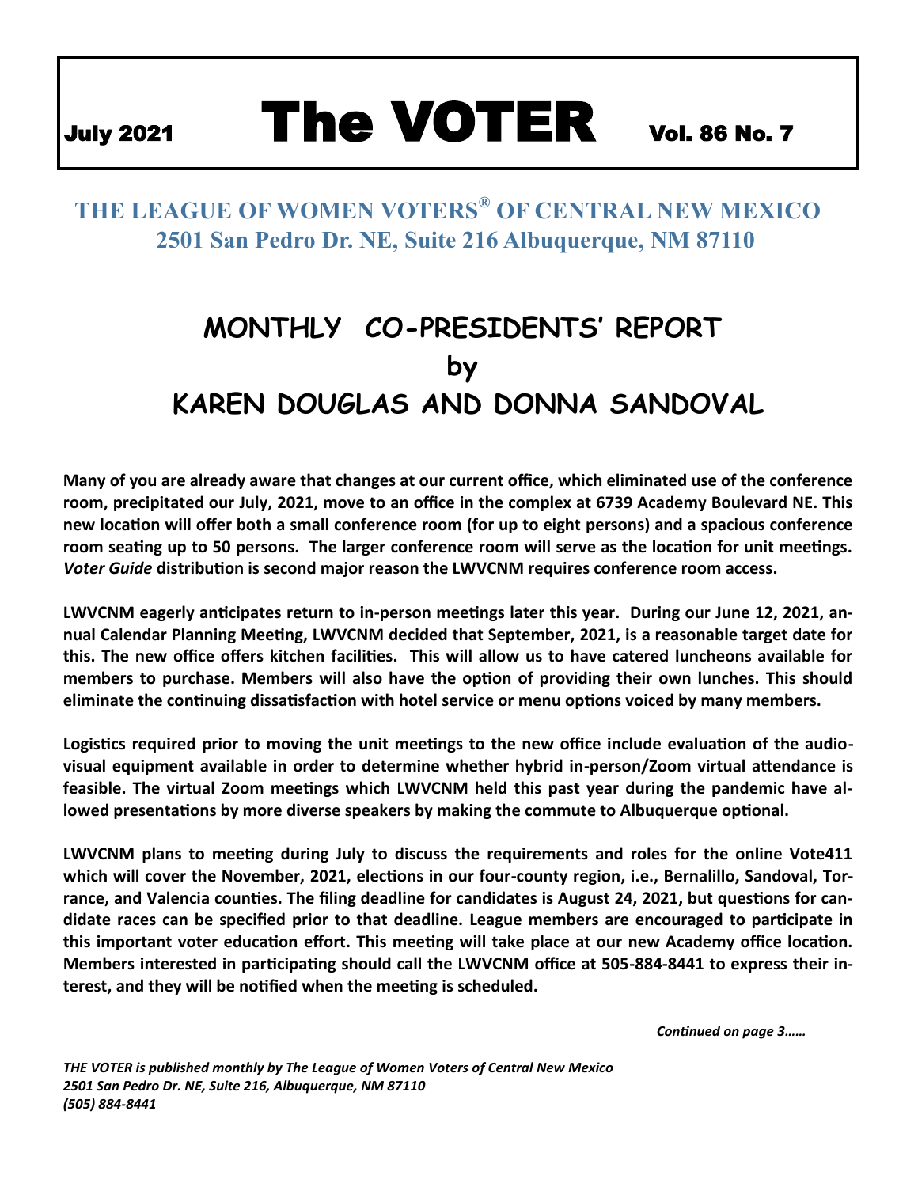# July 2021 The VOTER Vol. 86 No. 7

## THE LEAGUE OF WOMEN VOTERS® OF CENTRAL NEW MEXICO
## 2501 San Pedro Dr. NE, Suite 216 Albuquerque, NM 87110

# MONTHLY CO-PRESIDENTS' REPORT
# by
# KAREN DOUGLAS AND DONNA SANDOVAL

**Many of you are already aware that changes at our current office, which eliminated use of the conference room, precipitated our July, 2021, move to an office in the complex at 6739 Academy Boulevard NE. This new location will offer both a small conference room (for up to eight persons) and a spacious conference room seating up to 50 persons. The larger conference room will serve as the location for unit meetings. *Voter Guide* distribution is second major reason the LWVCNM requires conference room access.**

**LWVCNM eagerly anticipates return to in-person meetings later this year. During our June 12, 2021, annual Calendar Planning Meeting, LWVCNM decided that September, 2021, is a reasonable target date for this. The new office offers kitchen facilities. This will allow us to have catered luncheons available for members to purchase. Members will also have the option of providing their own lunches. This should eliminate the continuing dissatisfaction with hotel service or menu options voiced by many members.**

**Logistics required prior to moving the unit meetings to the new office include evaluation of the audio-visual equipment available in order to determine whether hybrid in-person/Zoom virtual attendance is feasible. The virtual Zoom meetings which LWVCNM held this past year during the pandemic have allowed presentations by more diverse speakers by making the commute to Albuquerque optional.**

**LWVCNM plans to meeting during July to discuss the requirements and roles for the online Vote411 which will cover the November, 2021, elections in our four-county region, i.e., Bernalillo, Sandoval, Torrance, and Valencia counties. The filing deadline for candidates is August 24, 2021, but questions for candidate races can be specified prior to that deadline. League members are encouraged to participate in this important voter education effort. This meeting will take place at our new Academy office location. Members interested in participating should call the LWVCNM office at 505-884-8441 to express their interest, and they will be notified when the meeting is scheduled.**

*Continued on page 3……*

*THE VOTER is published monthly by The League of Women Voters of Central New Mexico*
*2501 San Pedro Dr. NE, Suite 216, Albuquerque, NM 87110*
*(505) 884-8441*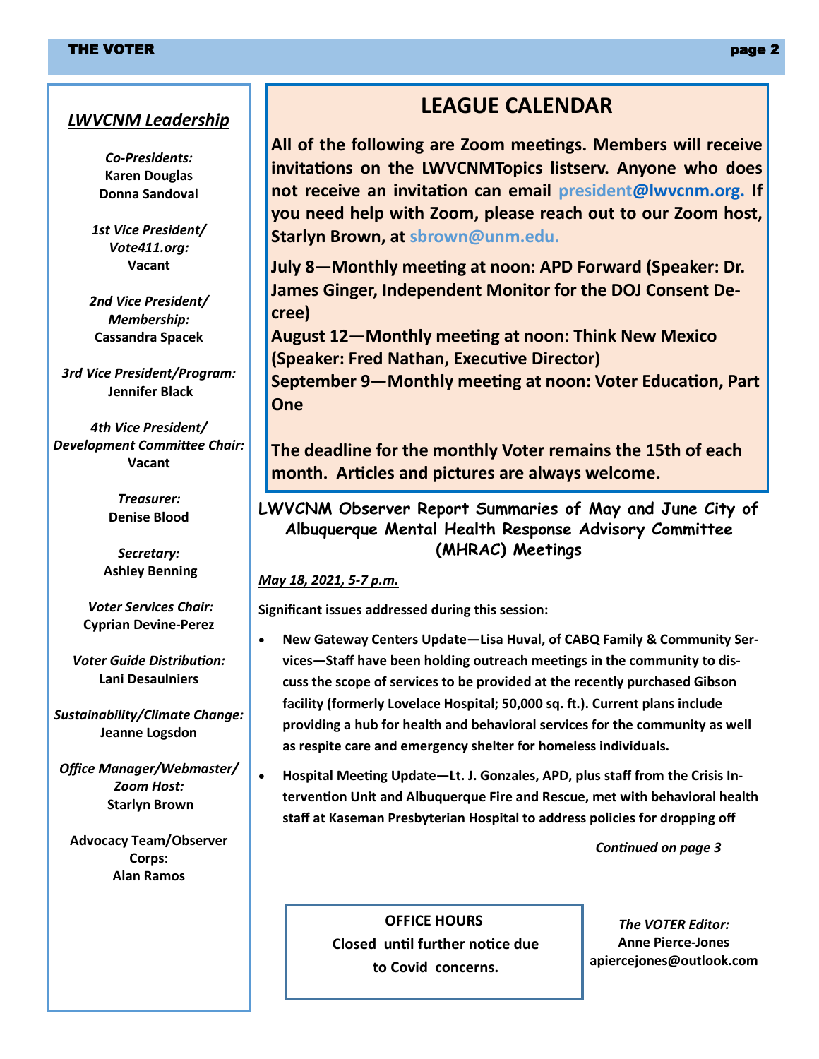## LEAGUE CALENDAR

**All of the following are Zoom meetings. Members will receive invitations on the LWVCNMTopics listserv. Anyone who does not receive an invitation can email president@lwvcnm.org. If you need help with Zoom, please reach out to our Zoom host, Starlyn Brown, at sbrown@unm.edu.**

**July 8—Monthly meeting at noon: APD Forward (Speaker: Dr. James Ginger, Independent Monitor for the DOJ Consent Decree)**
**August 12—Monthly meeting at noon: Think New Mexico (Speaker: Fred Nathan, Executive Director)**
**September 9—Monthly meeting at noon: Voter Education, Part One**

**The deadline for the monthly Voter remains the 15th of each month. Articles and pictures are always welcome.**

### LWVCNM Observer Report Summaries of May and June City of Albuquerque Mental Health Response Advisory Committee (MHRAC) Meetings

*May 18, 2021, 5-7 p.m.*

**Significant issues addressed during this session:**

- **New Gateway Centers Update—Lisa Huval, of CABQ Family & Community Services—Staff have been holding outreach meetings in the community to discuss the scope of services to be provided at the recently purchased Gibson facility (formerly Lovelace Hospital; 50,000 sq. ft.). Current plans include providing a hub for health and behavioral services for the community as well as respite care and emergency shelter for homeless individuals.**
- **Hospital Meeting Update—Lt. J. Gonzales, APD, plus staff from the Crisis Intervention Unit and Albuquerque Fire and Rescue, met with behavioral health staff at Kaseman Presbyterian Hospital to address policies for dropping off**

*Continued on page 3*

### *LWVCNM Leadership*

*Co-Presidents:*
**Karen Douglas**
**Donna Sandoval**

*1st Vice President/ Vote411.org:*
**Vacant**

*2nd Vice President/ Membership:*
**Cassandra Spacek**

*3rd Vice President/Program:*
**Jennifer Black**

*4th Vice President/ Development Committee Chair:*
**Vacant**

*Treasurer:*
**Denise Blood**

*Secretary:*
**Ashley Benning**

*Voter Services Chair:*
**Cyprian Devine-Perez**

*Voter Guide Distribution:*
**Lani Desaulniers**

*Sustainability/Climate Change:*
**Jeanne Logsdon**

*Office Manager/Webmaster/ Zoom Host:*
**Starlyn Brown**

**Advocacy Team/Observer Corps:**
**Alan Ramos**

**OFFICE HOURS**
**Closed until further notice due to Covid concerns.**

*The VOTER Editor:*
**Anne Pierce-Jones**
**apiercejones@outlook.com**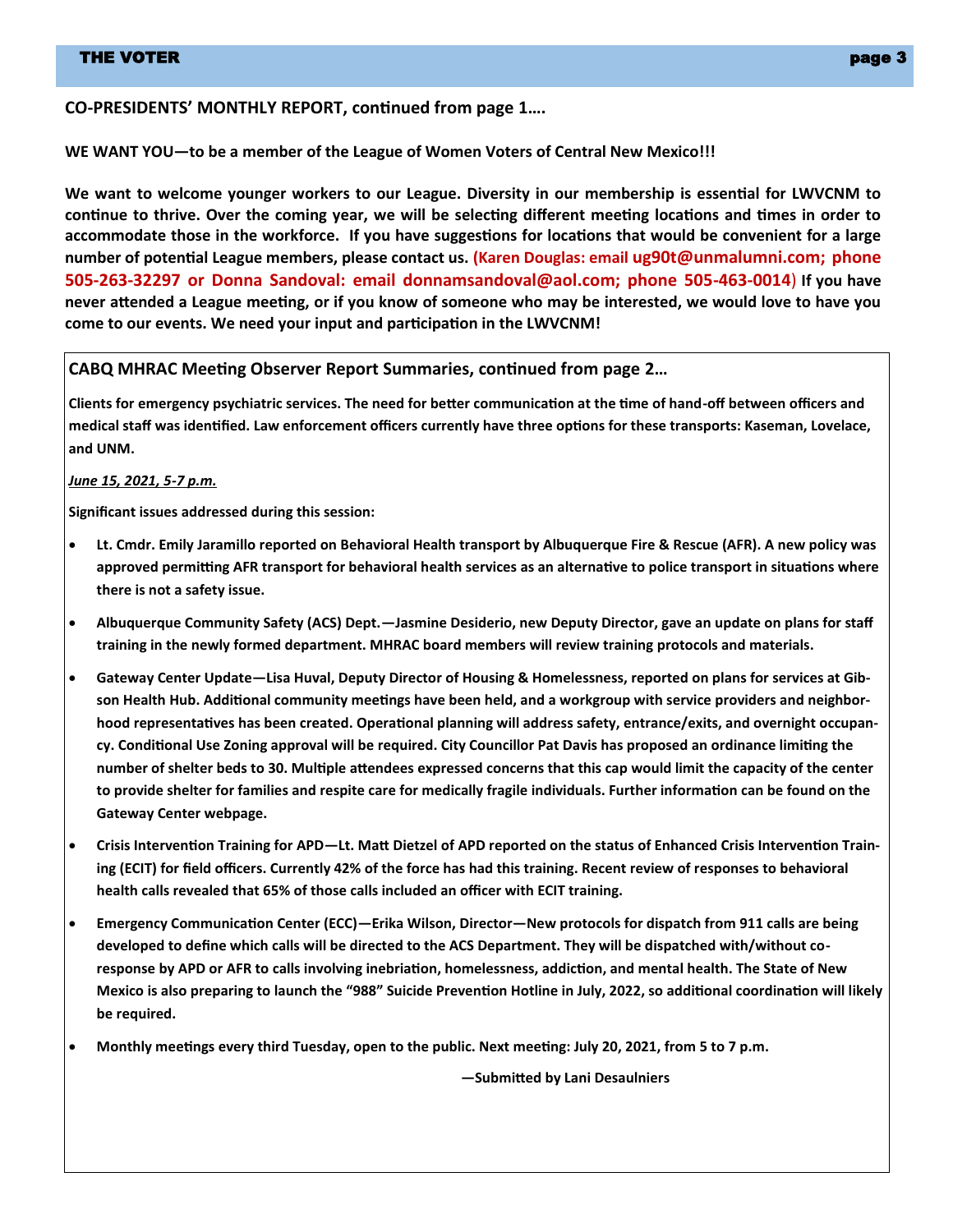**CO-PRESIDENTS' MONTHLY REPORT, continued from page 1….**

**WE WANT YOU—to be a member of the League of Women Voters of Central New Mexico!!!**

**We want to welcome younger workers to our League. Diversity in our membership is essential for LWVCNM to continue to thrive. Over the coming year, we will be selecting different meeting locations and times in order to accommodate those in the workforce. If you have suggestions for locations that would be convenient for a large number of potential League members, please contact us. (Karen Douglas: email ug90t@unmalumni.com; phone 505-263-32297 or Donna Sandoval: email donnamsandoval@aol.com; phone 505-463-0014) If you have never attended a League meeting, or if you know of someone who may be interested, we would love to have you come to our events. We need your input and participation in the LWVCNM!**

**CABQ MHRAC Meeting Observer Report Summaries, continued from page 2…**

**Clients for emergency psychiatric services. The need for better communication at the time of hand-off between officers and medical staff was identified. Law enforcement officers currently have three options for these transports: Kaseman, Lovelace, and UNM.**

***June 15, 2021, 5-7 p.m.***

**Significant issues addressed during this session:**

- **Lt. Cmdr. Emily Jaramillo reported on Behavioral Health transport by Albuquerque Fire & Rescue (AFR). A new policy was approved permitting AFR transport for behavioral health services as an alternative to police transport in situations where there is not a safety issue.**
- **Albuquerque Community Safety (ACS) Dept.—Jasmine Desiderio, new Deputy Director, gave an update on plans for staff training in the newly formed department. MHRAC board members will review training protocols and materials.**
- **Gateway Center Update—Lisa Huval, Deputy Director of Housing & Homelessness, reported on plans for services at Gibson Health Hub. Additional community meetings have been held, and a workgroup with service providers and neighborhood representatives has been created. Operational planning will address safety, entrance/exits, and overnight occupancy. Conditional Use Zoning approval will be required. City Councillor Pat Davis has proposed an ordinance limiting the number of shelter beds to 30. Multiple attendees expressed concerns that this cap would limit the capacity of the center to provide shelter for families and respite care for medically fragile individuals. Further information can be found on the Gateway Center webpage.**
- **Crisis Intervention Training for APD—Lt. Matt Dietzel of APD reported on the status of Enhanced Crisis Intervention Training (ECIT) for field officers. Currently 42% of the force has had this training. Recent review of responses to behavioral health calls revealed that 65% of those calls included an officer with ECIT training.**
- **Emergency Communication Center (ECC)—Erika Wilson, Director—New protocols for dispatch from 911 calls are being developed to define which calls will be directed to the ACS Department. They will be dispatched with/without co-response by APD or AFR to calls involving inebriation, homelessness, addiction, and mental health. The State of New Mexico is also preparing to launch the "988" Suicide Prevention Hotline in July, 2022, so additional coordination will likely be required.**
- **Monthly meetings every third Tuesday, open to the public. Next meeting: July 20, 2021, from 5 to 7 p.m.**

**—Submitted by Lani Desaulniers**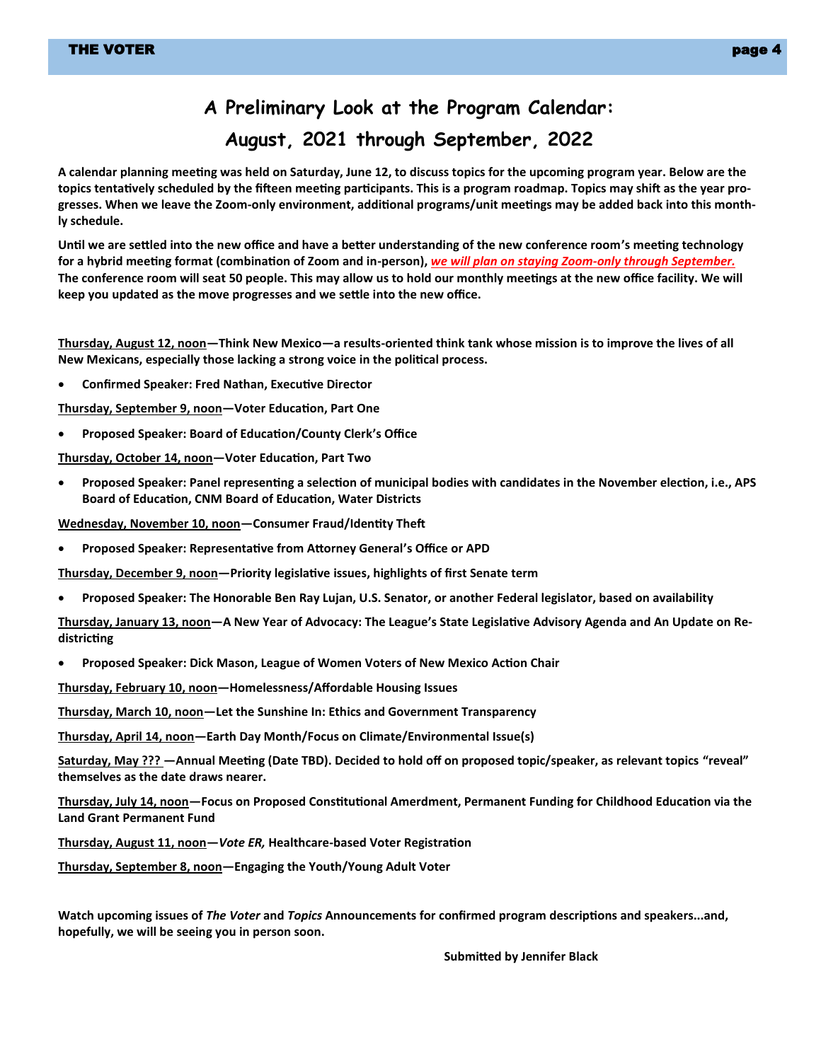# A Preliminary Look at the Program Calendar:
# August, 2021 through September, 2022

**A calendar planning meeting was held on Saturday, June 12, to discuss topics for the upcoming program year. Below are the topics tentatively scheduled by the fifteen meeting participants. This is a program roadmap. Topics may shift as the year progresses. When we leave the Zoom-only environment, additional programs/unit meetings may be added back into this monthly schedule.**

**Until we are settled into the new office and have a better understanding of the new conference room's meeting technology for a hybrid meeting format (combination of Zoom and in-person), *we will plan on staying Zoom-only through September.* The conference room will seat 50 people. This may allow us to hold our monthly meetings at the new office facility. We will keep you updated as the move progresses and we settle into the new office.**

**Thursday, August 12, noon—Think New Mexico—a results-oriented think tank whose mission is to improve the lives of all New Mexicans, especially those lacking a strong voice in the political process.**

- **Confirmed Speaker: Fred Nathan, Executive Director**

**Thursday, September 9, noon—Voter Education, Part One**

- **Proposed Speaker: Board of Education/County Clerk's Office**

**Thursday, October 14, noon—Voter Education, Part Two**

- **Proposed Speaker: Panel representing a selection of municipal bodies with candidates in the November election, i.e., APS Board of Education, CNM Board of Education, Water Districts**

**Wednesday, November 10, noon—Consumer Fraud/Identity Theft**

- **Proposed Speaker: Representative from Attorney General's Office or APD**

**Thursday, December 9, noon—Priority legislative issues, highlights of first Senate term**

- **Proposed Speaker: The Honorable Ben Ray Lujan, U.S. Senator, or another Federal legislator, based on availability**

**Thursday, January 13, noon—A New Year of Advocacy: The League's State Legislative Advisory Agenda and An Update on Redistricting**

- **Proposed Speaker: Dick Mason, League of Women Voters of New Mexico Action Chair**

**Thursday, February 10, noon—Homelessness/Affordable Housing Issues**

**Thursday, March 10, noon—Let the Sunshine In: Ethics and Government Transparency**

**Thursday, April 14, noon—Earth Day Month/Focus on Climate/Environmental Issue(s)**

**Saturday, May ??? —Annual Meeting (Date TBD). Decided to hold off on proposed topic/speaker, as relevant topics "reveal" themselves as the date draws nearer.**

**Thursday, July 14, noon—Focus on Proposed Constitutional Amerdment, Permanent Funding for Childhood Education via the Land Grant Permanent Fund**

**Thursday, August 11, noon—*Vote ER,* Healthcare-based Voter Registration**

**Thursday, September 8, noon—Engaging the Youth/Young Adult Voter**

**Watch upcoming issues of *The Voter* and *Topics* Announcements for confirmed program descriptions and speakers...and, hopefully, we will be seeing you in person soon.**

**Submitted by Jennifer Black**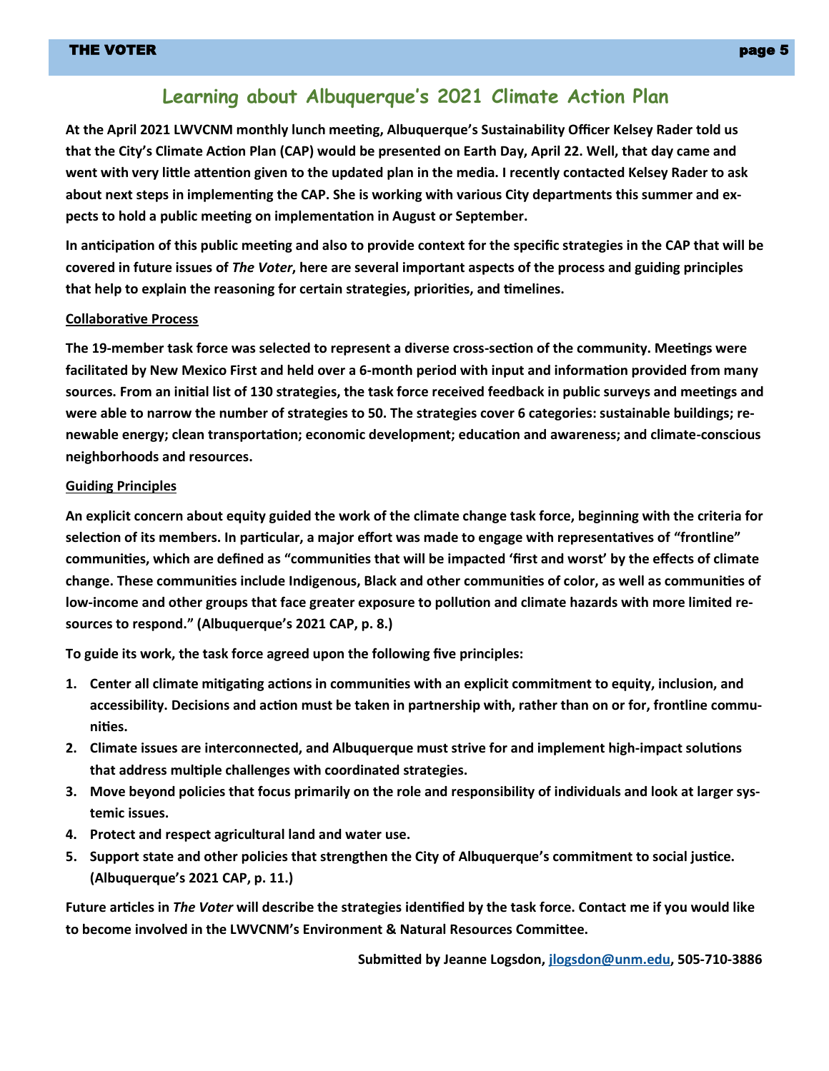# Learning about Albuquerque's 2021 Climate Action Plan

**At the April 2021 LWVCNM monthly lunch meeting, Albuquerque's Sustainability Officer Kelsey Rader told us that the City's Climate Action Plan (CAP) would be presented on Earth Day, April 22. Well, that day came and went with very little attention given to the updated plan in the media. I recently contacted Kelsey Rader to ask about next steps in implementing the CAP. She is working with various City departments this summer and expects to hold a public meeting on implementation in August or September.**

**In anticipation of this public meeting and also to provide context for the specific strategies in the CAP that will be covered in future issues of *The Voter*, here are several important aspects of the process and guiding principles that help to explain the reasoning for certain strategies, priorities, and timelines.**

**<u>Collaborative Process</u>**

**The 19-member task force was selected to represent a diverse cross-section of the community. Meetings were facilitated by New Mexico First and held over a 6-month period with input and information provided from many sources. From an initial list of 130 strategies, the task force received feedback in public surveys and meetings and were able to narrow the number of strategies to 50. The strategies cover 6 categories: sustainable buildings; renewable energy; clean transportation; economic development; education and awareness; and climate-conscious neighborhoods and resources.**

**<u>Guiding Principles</u>**

**An explicit concern about equity guided the work of the climate change task force, beginning with the criteria for selection of its members. In particular, a major effort was made to engage with representatives of "frontline" communities, which are defined as "communities that will be impacted 'first and worst' by the effects of climate change. These communities include Indigenous, Black and other communities of color, as well as communities of low-income and other groups that face greater exposure to pollution and climate hazards with more limited resources to respond." (Albuquerque's 2021 CAP, p. 8.)**

**To guide its work, the task force agreed upon the following five principles:**

1. **Center all climate mitigating actions in communities with an explicit commitment to equity, inclusion, and accessibility. Decisions and action must be taken in partnership with, rather than on or for, frontline communities.**
2. **Climate issues are interconnected, and Albuquerque must strive for and implement high-impact solutions that address multiple challenges with coordinated strategies.**
3. **Move beyond policies that focus primarily on the role and responsibility of individuals and look at larger systemic issues.**
4. **Protect and respect agricultural land and water use.**
5. **Support state and other policies that strengthen the City of Albuquerque's commitment to social justice. (Albuquerque's 2021 CAP, p. 11.)**

**Future articles in *The Voter* will describe the strategies identified by the task force. Contact me if you would like to become involved in the LWVCNM's Environment & Natural Resources Committee.**

**Submitted by Jeanne Logsdon, [jlogsdon@unm.edu](mailto:jlogsdon@unm.edu), 505-710-3886**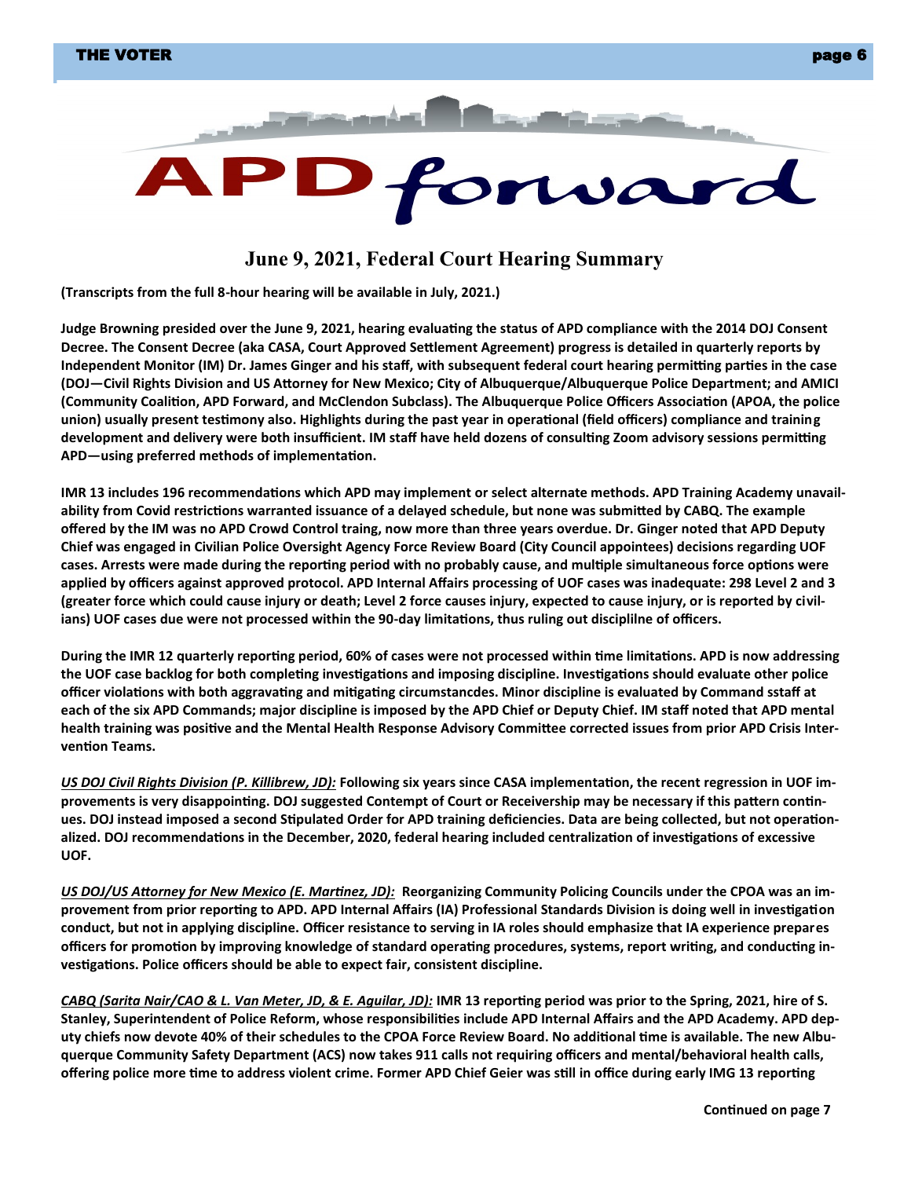# APD forward

## June 9, 2021, Federal Court Hearing Summary

**(Transcripts from the full 8-hour hearing will be available in July, 2021.)**

**Judge Browning presided over the June 9, 2021, hearing evaluating the status of APD compliance with the 2014 DOJ Consent Decree. The Consent Decree (aka CASA, Court Approved Settlement Agreement) progress is detailed in quarterly reports by Independent Monitor (IM) Dr. James Ginger and his staff, with subsequent federal court hearing permitting parties in the case (DOJ—Civil Rights Division and US Attorney for New Mexico; City of Albuquerque/Albuquerque Police Department; and AMICI (Community Coalition, APD Forward, and McClendon Subclass). The Albuquerque Police Officers Association (APOA, the police union) usually present testimony also. Highlights during the past year in operational (field officers) compliance and training development and delivery were both insufficient. IM staff have held dozens of consulting Zoom advisory sessions permitting APD—using preferred methods of implementation.**

**IMR 13 includes 196 recommendations which APD may implement or select alternate methods. APD Training Academy unavailability from Covid restrictions warranted issuance of a delayed schedule, but none was submitted by CABQ. The example offered by the IM was no APD Crowd Control traing, now more than three years overdue. Dr. Ginger noted that APD Deputy Chief was engaged in Civilian Police Oversight Agency Force Review Board (City Council appointees) decisions regarding UOF cases. Arrests were made during the reporting period with no probably cause, and multiple simultaneous force options were applied by officers against approved protocol. APD Internal Affairs processing of UOF cases was inadequate: 298 Level 2 and 3 (greater force which could cause injury or death; Level 2 force causes injury, expected to cause injury, or is reported by civilians) UOF cases due were not processed within the 90-day limitations, thus ruling out disciplilne of officers.**

**During the IMR 12 quarterly reporting period, 60% of cases were not processed within time limitations. APD is now addressing the UOF case backlog for both completing investigations and imposing discipline. Investigations should evaluate other police officer violations with both aggravating and mitigating circumstancdes. Minor discipline is evaluated by Command sstaff at each of the six APD Commands; major discipline is imposed by the APD Chief or Deputy Chief. IM staff noted that APD mental health training was positive and the Mental Health Response Advisory Committee corrected issues from prior APD Crisis Intervention Teams.**

***US DOJ Civil Rights Division (P. Killibrew, JD):*** **Following six years since CASA implementation, the recent regression in UOF improvements is very disappointing. DOJ suggested Contempt of Court or Receivership may be necessary if this pattern continues. DOJ instead imposed a second Stipulated Order for APD training deficiencies. Data are being collected, but not operationalized. DOJ recommendations in the December, 2020, federal hearing included centralization of investigations of excessive UOF.**

***US DOJ/US Attorney for New Mexico (E. Martinez, JD):*** **Reorganizing Community Policing Councils under the CPOA was an improvement from prior reporting to APD. APD Internal Affairs (IA) Professional Standards Division is doing well in investigation conduct, but not in applying discipline. Officer resistance to serving in IA roles should emphasize that IA experience prepares officers for promotion by improving knowledge of standard operating procedures, systems, report writing, and conducting investigations. Police officers should be able to expect fair, consistent discipline.**

***CABQ (Sarita Nair/CAO & L. Van Meter, JD, & E. Aguilar, JD):*** **IMR 13 reporting period was prior to the Spring, 2021, hire of S. Stanley, Superintendent of Police Reform, whose responsibilities include APD Internal Affairs and the APD Academy. APD deputy chiefs now devote 40% of their schedules to the CPOA Force Review Board. No additional time is available. The new Albuquerque Community Safety Department (ACS) now takes 911 calls not requiring officers and mental/behavioral health calls, offering police more time to address violent crime. Former APD Chief Geier was still in office during early IMG 13 reporting**

**Continued on page 7**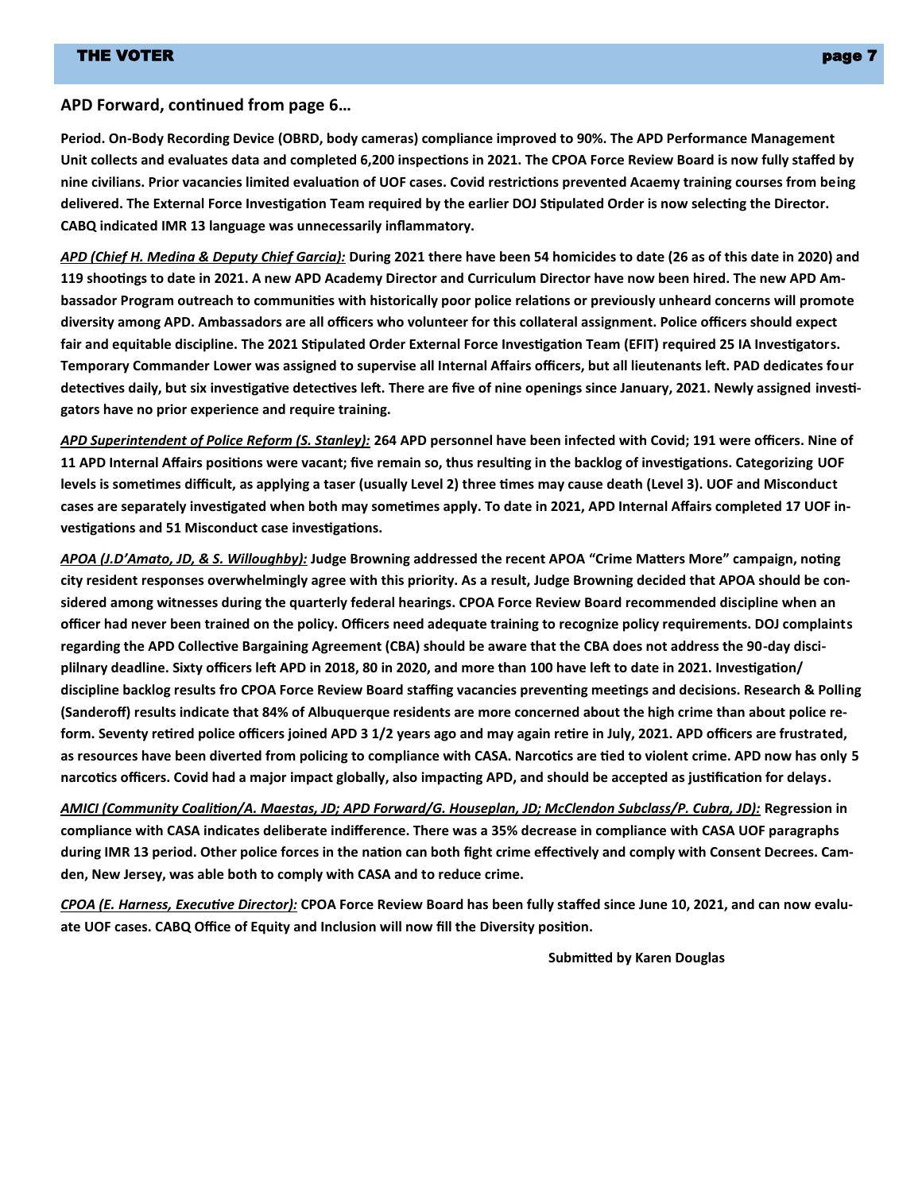**APD Forward, continued from page 6…**

**Period. On-Body Recording Device (OBRD, body cameras) compliance improved to 90%. The APD Performance Management Unit collects and evaluates data and completed 6,200 inspections in 2021. The CPOA Force Review Board is now fully staffed by nine civilians. Prior vacancies limited evaluation of UOF cases. Covid restrictions prevented Acaemy training courses from being delivered. The External Force Investigation Team required by the earlier DOJ Stipulated Order is now selecting the Director. CABQ indicated IMR 13 language was unnecessarily inflammatory.**

***APD (Chief H. Medina & Deputy Chief Garcia):*** **During 2021 there have been 54 homicides to date (26 as of this date in 2020) and 119 shootings to date in 2021. A new APD Academy Director and Curriculum Director have now been hired. The new APD Ambassador Program outreach to communities with historically poor police relations or previously unheard concerns will promote diversity among APD. Ambassadors are all officers who volunteer for this collateral assignment. Police officers should expect fair and equitable discipline. The 2021 Stipulated Order External Force Investigation Team (EFIT) required 25 IA Investigators. Temporary Commander Lower was assigned to supervise all Internal Affairs officers, but all lieutenants left. PAD dedicates four detectives daily, but six investigative detectives left. There are five of nine openings since January, 2021. Newly assigned investigators have no prior experience and require training.**

***APD Superintendent of Police Reform (S. Stanley):*** **264 APD personnel have been infected with Covid; 191 were officers. Nine of 11 APD Internal Affairs positions were vacant; five remain so, thus resulting in the backlog of investigations. Categorizing UOF levels is sometimes difficult, as applying a taser (usually Level 2) three times may cause death (Level 3). UOF and Misconduct cases are separately investigated when both may sometimes apply. To date in 2021, APD Internal Affairs completed 17 UOF investigations and 51 Misconduct case investigations.**

***APOA (J.D'Amato, JD, & S. Willoughby):*** **Judge Browning addressed the recent APOA "Crime Matters More" campaign, noting city resident responses overwhelmingly agree with this priority. As a result, Judge Browning decided that APOA should be considered among witnesses during the quarterly federal hearings. CPOA Force Review Board recommended discipline when an officer had never been trained on the policy. Officers need adequate training to recognize policy requirements. DOJ complaints regarding the APD Collective Bargaining Agreement (CBA) should be aware that the CBA does not address the 90-day disciplilnary deadline. Sixty officers left APD in 2018, 80 in 2020, and more than 100 have left to date in 2021. Investigation/discipline backlog results fro CPOA Force Review Board staffing vacancies preventing meetings and decisions. Research & Polling (Sanderoff) results indicate that 84% of Albuquerque residents are more concerned about the high crime than about police reform. Seventy retired police officers joined APD 3 1/2 years ago and may again retire in July, 2021. APD officers are frustrated, as resources have been diverted from policing to compliance with CASA. Narcotics are tied to violent crime. APD now has only 5 narcotics officers. Covid had a major impact globally, also impacting APD, and should be accepted as justification for delays.**

***AMICI (Community Coalition/A. Maestas, JD; APD Forward/G. Houseplan, JD; McClendon Subclass/P. Cubra, JD):*** **Regression in compliance with CASA indicates deliberate indifference. There was a 35% decrease in compliance with CASA UOF paragraphs during IMR 13 period. Other police forces in the nation can both fight crime effectively and comply with Consent Decrees. Camden, New Jersey, was able both to comply with CASA and to reduce crime.**

***CPOA (E. Harness, Executive Director):*** **CPOA Force Review Board has been fully staffed since June 10, 2021, and can now evaluate UOF cases. CABQ Office of Equity and Inclusion will now fill the Diversity position.**

**Submitted by Karen Douglas**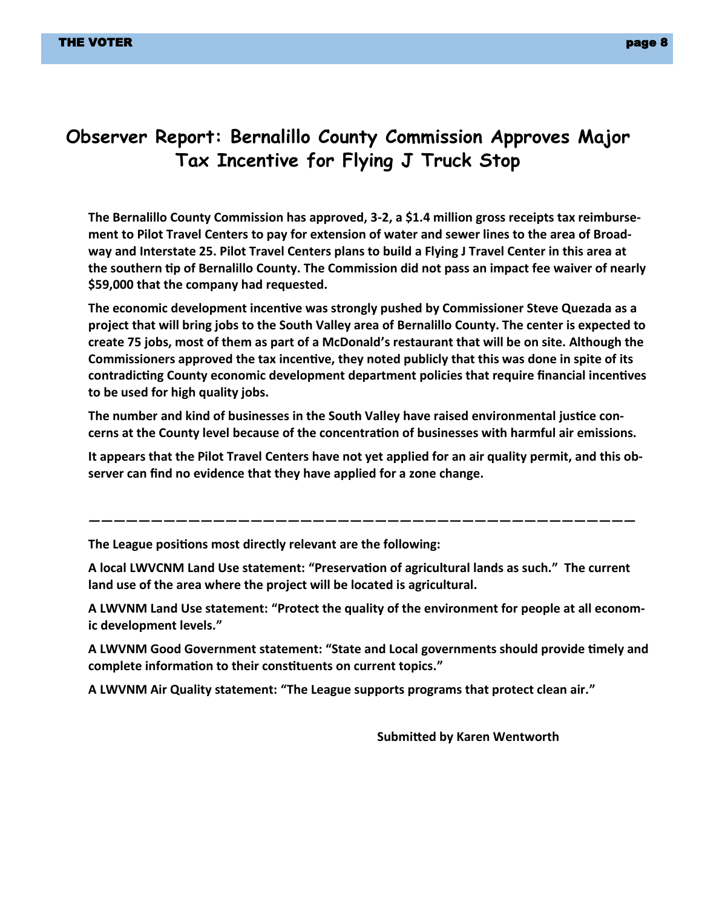# Observer Report: Bernalillo County Commission Approves Major Tax Incentive for Flying J Truck Stop

**The Bernalillo County Commission has approved, 3-2, a $1.4 million gross receipts tax reimbursement to Pilot Travel Centers to pay for extension of water and sewer lines to the area of Broadway and Interstate 25. Pilot Travel Centers plans to build a Flying J Travel Center in this area at the southern tip of Bernalillo County. The Commission did not pass an impact fee waiver of nearly $59,000 that the company had requested.**

**The economic development incentive was strongly pushed by Commissioner Steve Quezada as a project that will bring jobs to the South Valley area of Bernalillo County. The center is expected to create 75 jobs, most of them as part of a McDonald's restaurant that will be on site. Although the Commissioners approved the tax incentive, they noted publicly that this was done in spite of its contradicting County economic development department policies that require financial incentives to be used for high quality jobs.**

**The number and kind of businesses in the South Valley have raised environmental justice concerns at the County level because of the concentration of businesses with harmful air emissions.**

**It appears that the Pilot Travel Centers have not yet applied for an air quality permit, and this observer can find no evidence that they have applied for a zone change.**

---

**The League positions most directly relevant are the following:**

**A local LWVCNM Land Use statement: "Preservation of agricultural lands as such." The current land use of the area where the project will be located is agricultural.**

**A LWVNM Land Use statement: "Protect the quality of the environment for people at all economic development levels."**

**A LWVNM Good Government statement: "State and Local governments should provide timely and complete information to their constituents on current topics."**

**A LWVNM Air Quality statement: "The League supports programs that protect clean air."**

**Submitted by Karen Wentworth**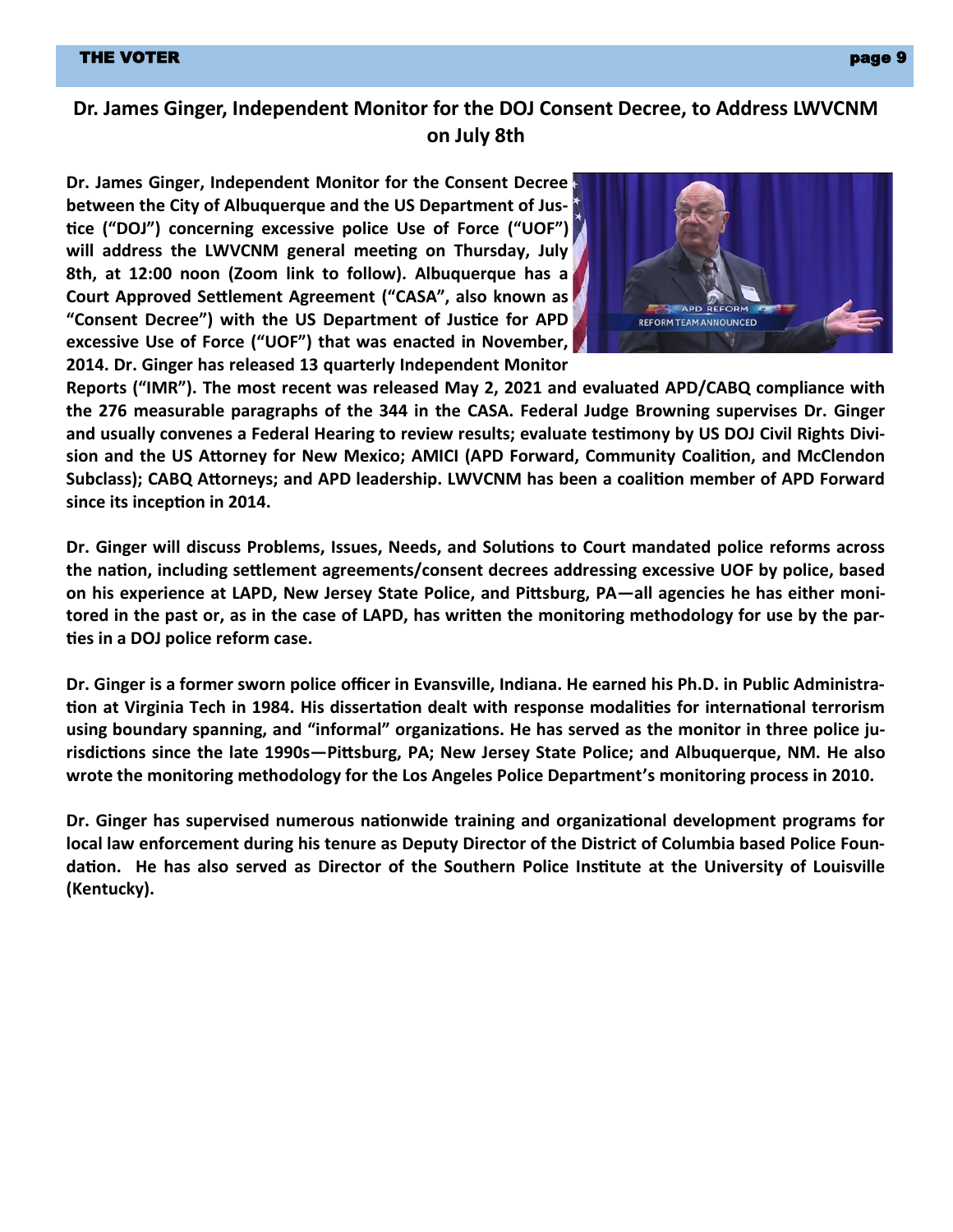## Dr. James Ginger, Independent Monitor for the DOJ Consent Decree, to Address LWVCNM on July 8th

**Dr. James Ginger, Independent Monitor for the Consent Decree between the City of Albuquerque and the US Department of Justice ("DOJ") concerning excessive police Use of Force ("UOF") will address the LWVCNM general meeting on Thursday, July 8th, at 12:00 noon (Zoom link to follow). Albuquerque has a Court Approved Settlement Agreement ("CASA", also known as "Consent Decree") with the US Department of Justice for APD excessive Use of Force ("UOF") that was enacted in November, 2014. Dr. Ginger has released 13 quarterly Independent Monitor Reports ("IMR"). The most recent was released May 2, 2021 and evaluated APD/CABQ compliance with the 276 measurable paragraphs of the 344 in the CASA. Federal Judge Browning supervises Dr. Ginger and usually convenes a Federal Hearing to review results; evaluate testimony by US DOJ Civil Rights Division and the US Attorney for New Mexico; AMICI (APD Forward, Community Coalition, and McClendon Subclass); CABQ Attorneys; and APD leadership. LWVCNM has been a coalition member of APD Forward since its inception in 2014.**

**Dr. Ginger will discuss Problems, Issues, Needs, and Solutions to Court mandated police reforms across the nation, including settlement agreements/consent decrees addressing excessive UOF by police, based on his experience at LAPD, New Jersey State Police, and Pittsburg, PA—all agencies he has either monitored in the past or, as in the case of LAPD, has written the monitoring methodology for use by the parties in a DOJ police reform case.**

**Dr. Ginger is a former sworn police officer in Evansville, Indiana. He earned his Ph.D. in Public Administration at Virginia Tech in 1984. His dissertation dealt with response modalities for international terrorism using boundary spanning, and "informal" organizations. He has served as the monitor in three police jurisdictions since the late 1990s—Pittsburg, PA; New Jersey State Police; and Albuquerque, NM. He also wrote the monitoring methodology for the Los Angeles Police Department's monitoring process in 2010.**

**Dr. Ginger has supervised numerous nationwide training and organizational development programs for local law enforcement during his tenure as Deputy Director of the District of Columbia based Police Foundation. He has also served as Director of the Southern Police Institute at the University of Louisville (Kentucky).**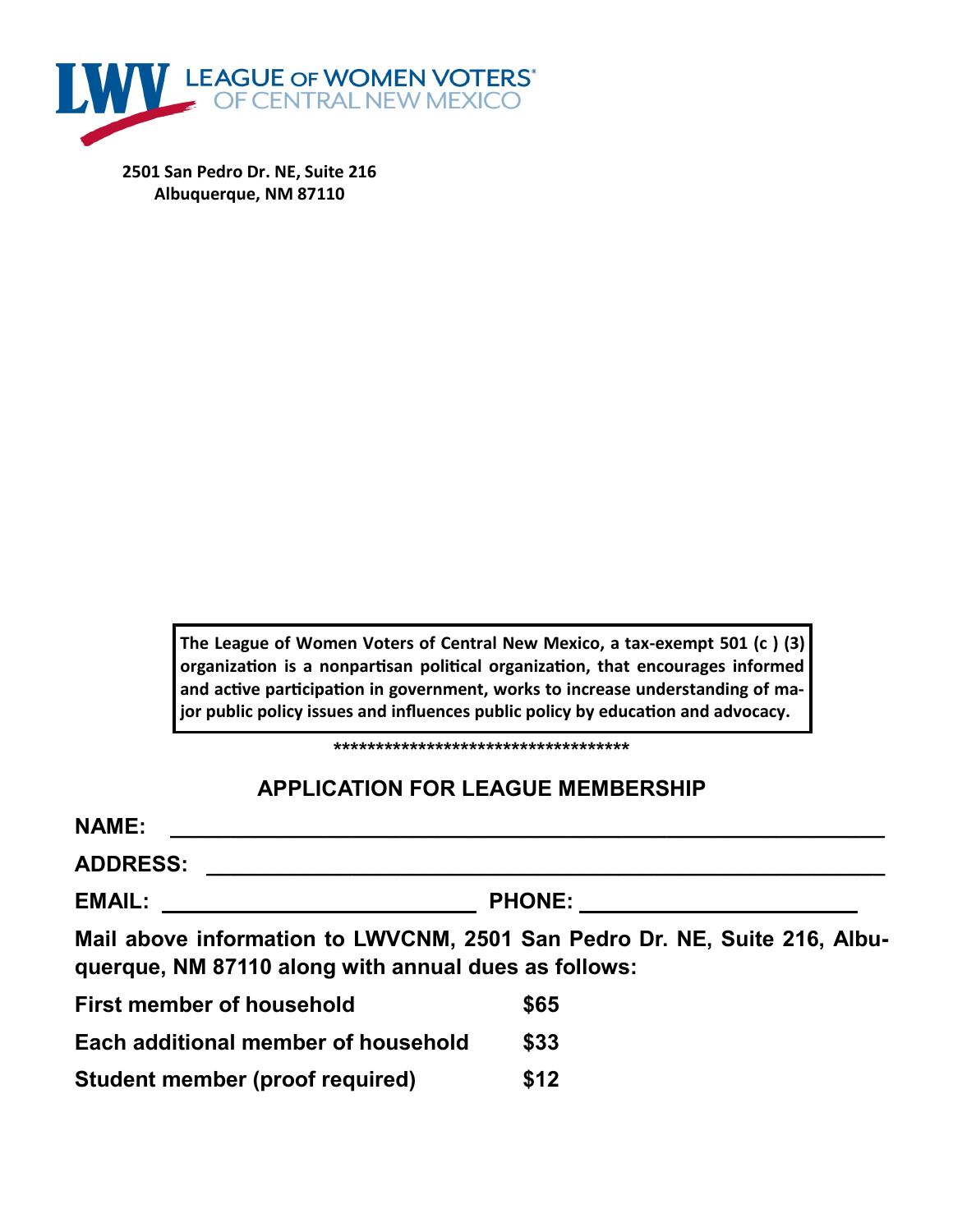LEAGUE OF WOMEN VOTERS® OF CENTRAL NEW MEXICO

**2501 San Pedro Dr. NE, Suite 216**
**Albuquerque, NM 87110**

**The League of Women Voters of Central New Mexico, a tax-exempt 501 (c ) (3) organization is a nonpartisan political organization, that encourages informed and active participation in government, works to increase understanding of major public policy issues and influences public policy by education and advocacy.**

***********************************

## APPLICATION FOR LEAGUE MEMBERSHIP

**NAME:** ____________________________________________________________

**ADDRESS:** _________________________________________________________

**EMAIL:** ___________________________ **PHONE:** _______________________

**Mail above information to LWVCNM, 2501 San Pedro Dr. NE, Suite 216, Albuquerque, NM 87110 along with annual dues as follows:**

| | |
|---|---|
| **First member of household** | **$65** |
| **Each additional member of household** | **$33** |
| **Student member (proof required)** | **$12** |